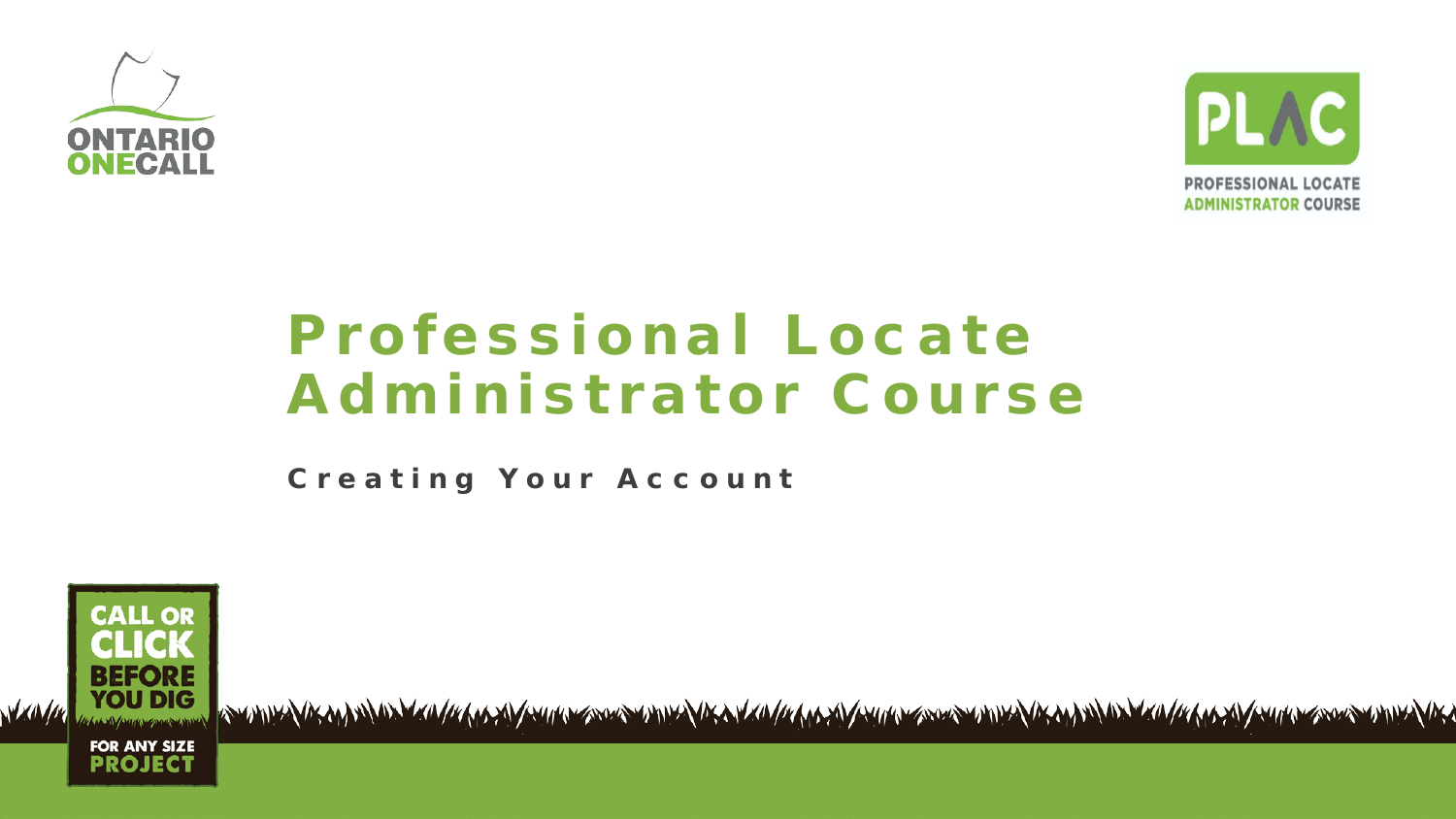# Professional Locate Administrator Course

## Creating Your Account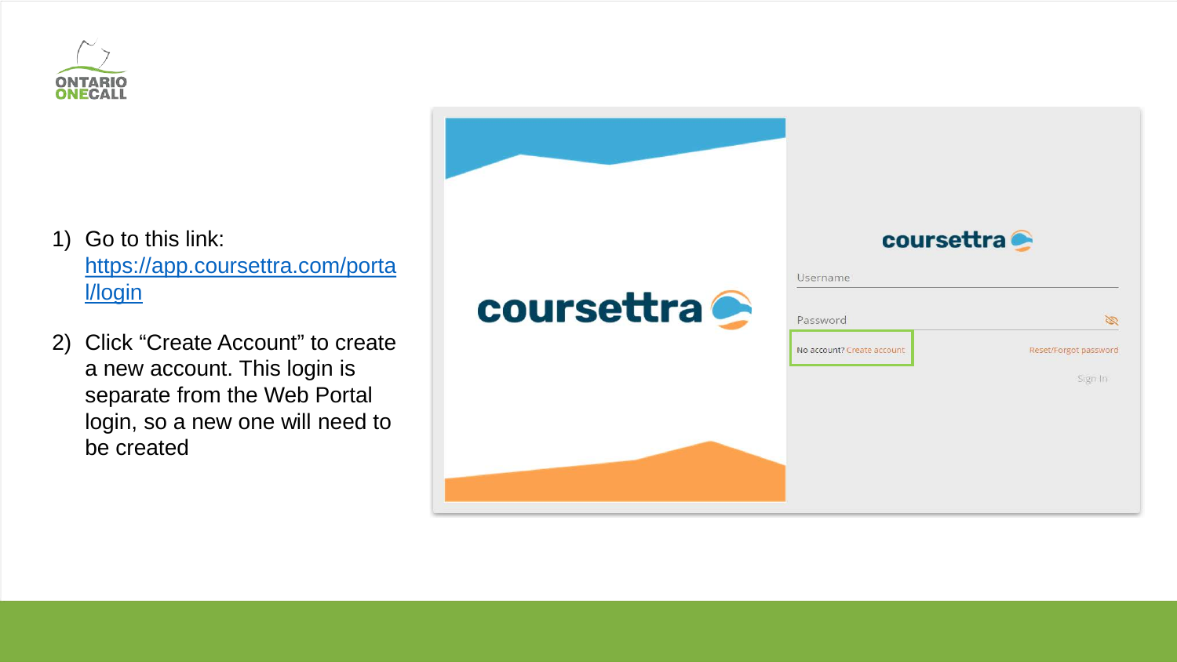1) Go to this link: [https://app.coursettra.com/portal/login](https://app.coursettra.com/portal/login)
2) Click "Create Account" to create a new account. This login is separate from the Web Portal login, so a new one will need to be created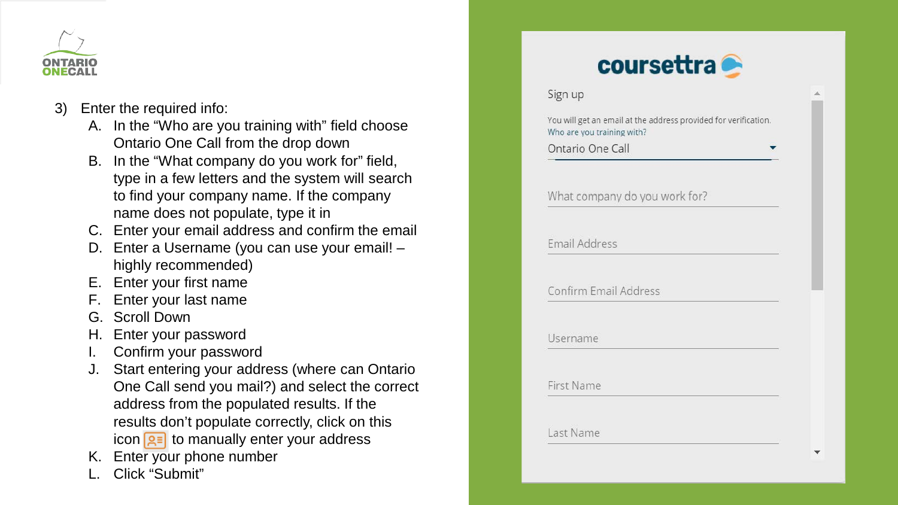3) Enter the required info:
   A. In the "Who are you training with" field choose Ontario One Call from the drop down
   B. In the "What company do you work for" field, type in a few letters and the system will search to find your company name. If the company name does not populate, type it in
   C. Enter your email address and confirm the email
   D. Enter a Username (you can use your email! – highly recommended)
   E. Enter your first name
   F. Enter your last name
   G. Scroll Down
   H. Enter your password
   I. Confirm your password
   J. Start entering your address (where can Ontario One Call send you mail?) and select the correct address from the populated results. If the results don't populate correctly, click on this icon to manually enter your address
   K. Enter your phone number
   L. Click "Submit"

coursettra

Sign up

You will get an email at the address provided for verification.

Who are you training with?

Ontario One Call

What company do you work for?

Email Address

Confirm Email Address

Username

First Name

Last Name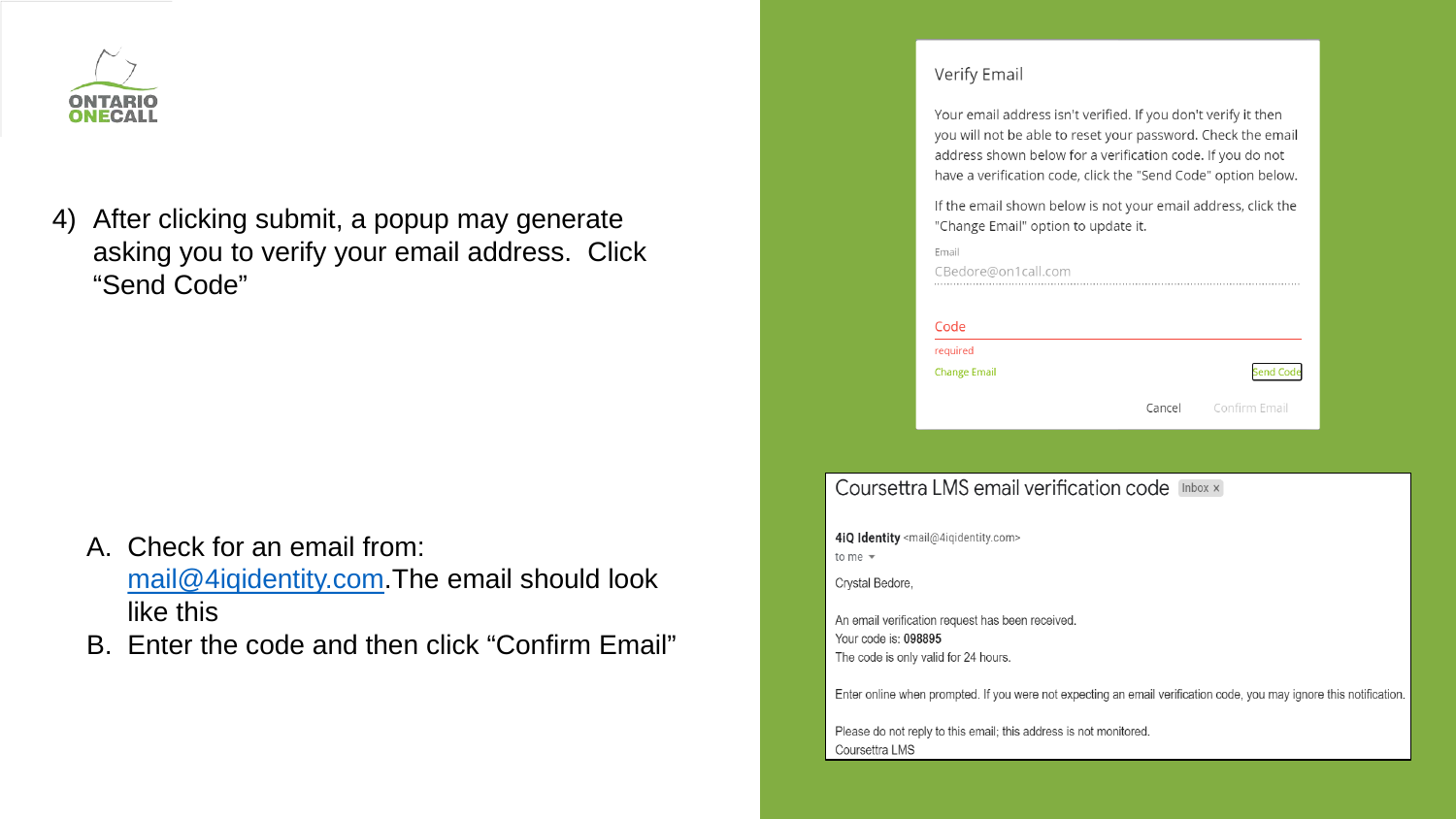4) After clicking submit, a popup may generate asking you to verify your email address. Click "Send Code"

Verify Email

Your email address isn't verified. If you don't verify it then you will not be able to reset your password. Check the email address shown below for a verification code. If you do not have a verification code, click the "Send Code" option below.

If the email shown below is not your email address, click the "Change Email" option to update it.

Email
CBedore@on1call.com

Code
required

Change Email — Send Code

Cancel — Confirm Email

A. Check for an email from: mail@4iqidentity.com.The email should look like this
B. Enter the code and then click "Confirm Email"

Coursettra LMS email verification code Inbox x

**4iQ Identity** <mail@4iqidentity.com>
to me

Crystal Bedore,

An email verification request has been received.
Your code is: **098895**
The code is only valid for 24 hours.

Enter online when prompted. If you were not expecting an email verification code, you may ignore this notification.

Please do not reply to this email; this address is not monitored.
Coursettra LMS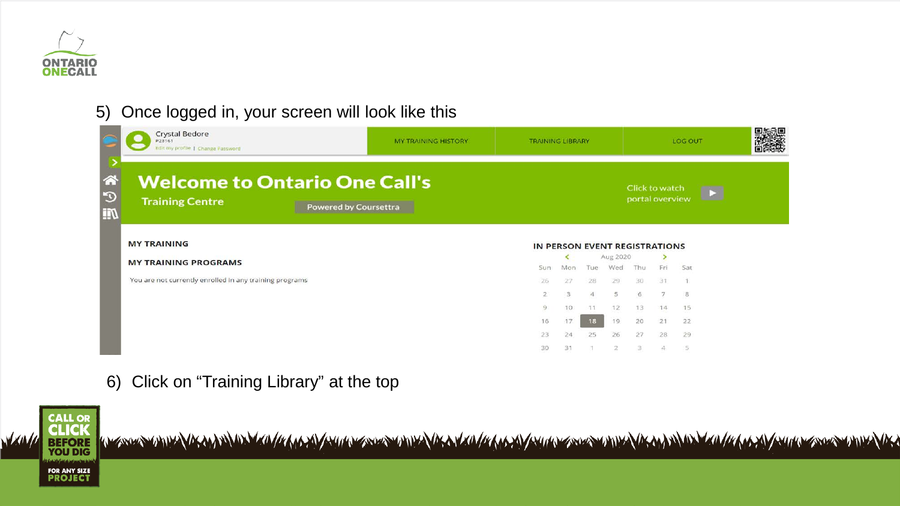5) Once logged in, your screen will look like this

Crystal Bedore
P28161
Edit my profile | Change Password

MY TRAINING HISTORY | TRAINING LIBRARY | LOG OUT

# Welcome to Ontario One Call's

Training Centre

Powered by Coursettra

Click to watch portal overview

**MY TRAINING**

**MY TRAINING PROGRAMS**

You are not currently enrolled in any training programs

**IN PERSON EVENT REGISTRATIONS**

Aug 2020

| Sun | Mon | Tue | Wed | Thu | Fri | Sat |
|---|---|---|---|---|---|---|
| 26 | 27 | 28 | 29 | 30 | 31 | 1 |
| 2 | 3 | 4 | 5 | 6 | 7 | 8 |
| 9 | 10 | 11 | 12 | 13 | 14 | 15 |
| 16 | 17 | 18 | 19 | 20 | 21 | 22 |
| 23 | 24 | 25 | 26 | 27 | 28 | 29 |
| 30 | 31 | 1 | 2 | 3 | 4 | 5 |

6) Click on “Training Library” at the top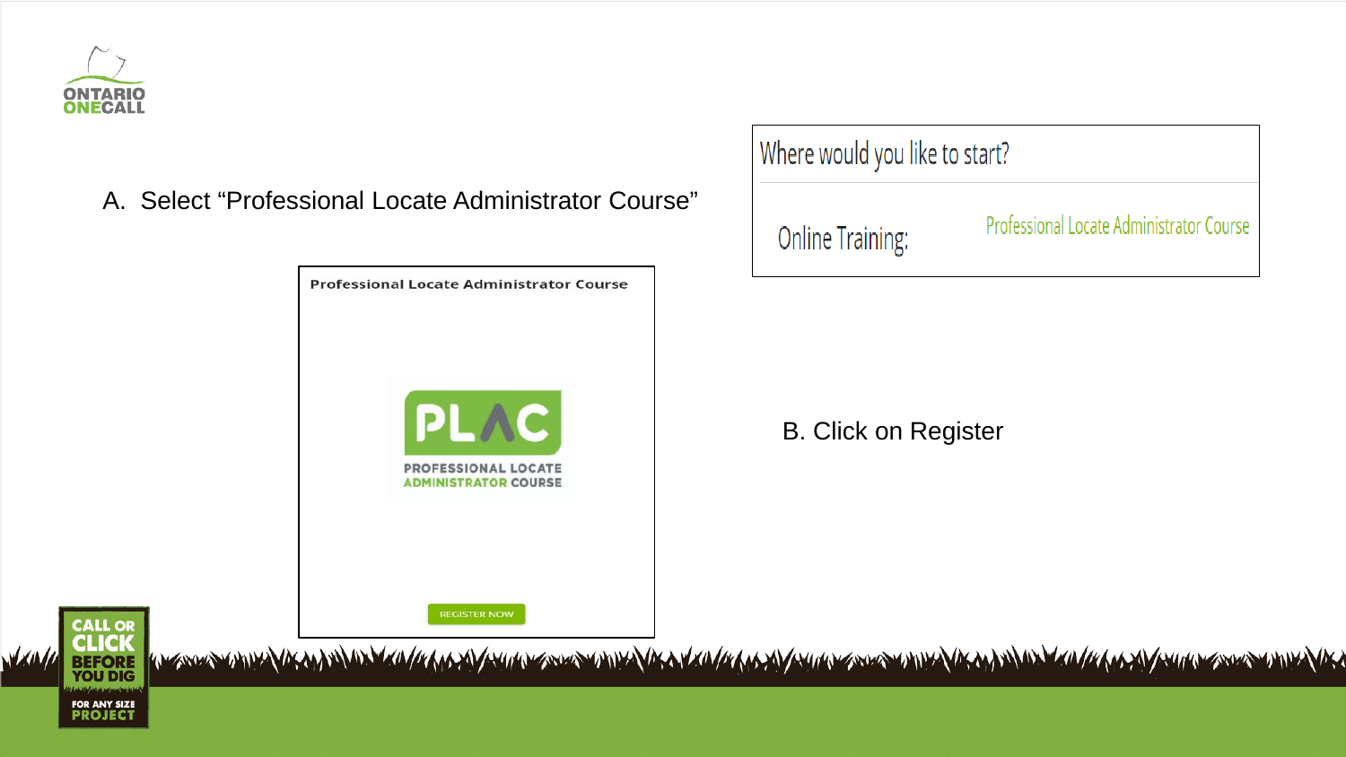A. Select "Professional Locate Administrator Course"

Where would you like to start?

Online Training: Professional Locate Administrator Course

Professional Locate Administrator Course

PLAC

PROFESSIONAL LOCATE ADMINISTRATOR COURSE

REGISTER NOW

B. Click on Register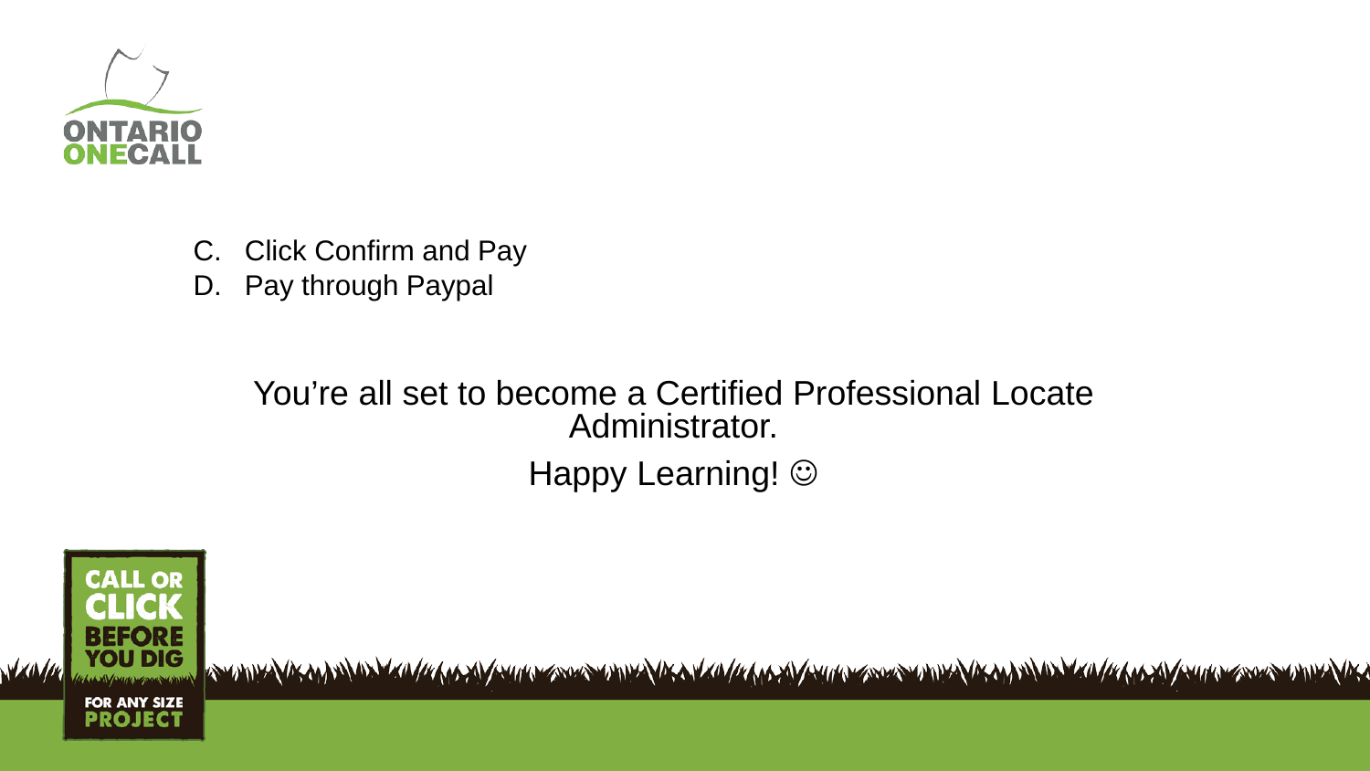C. Click Confirm and Pay
D. Pay through Paypal

You’re all set to become a Certified Professional Locate Administrator.

Happy Learning! ☺